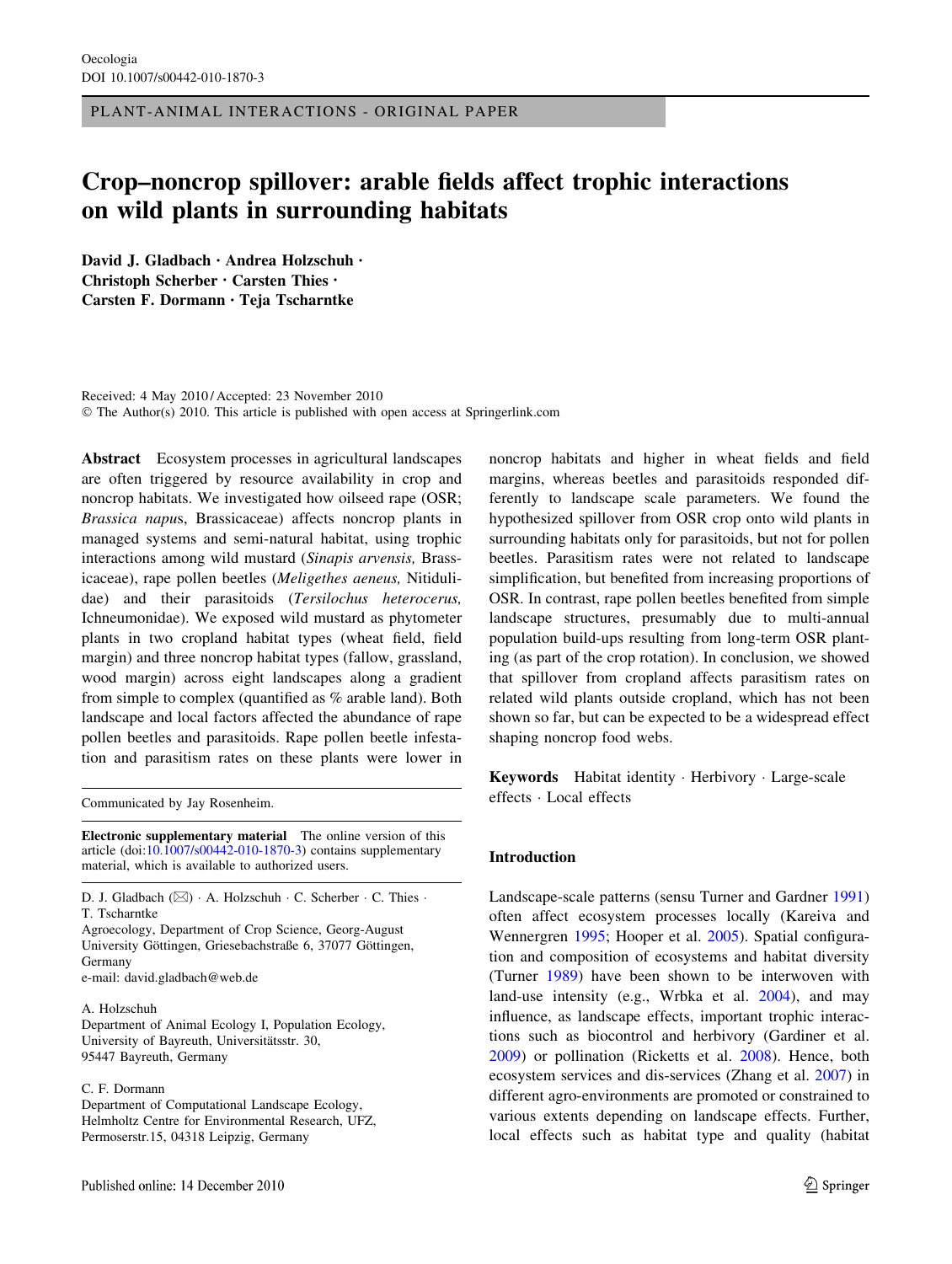PLANT-ANIMAL INTERACTIONS - ORIGINAL PAPER

# Crop–noncrop spillover: arable fields affect trophic interactions on wild plants in surrounding habitats

**David J. Gladbach · Andrea Holzschuh · Christoph Scherber · Carsten Thies · Carsten F. Dormann · Teja Tscharntke**

Received: 4 May 2010 / Accepted: 23 November 2010
© The Author(s) 2010. This article is published with open access at Springerlink.com

**Abstract** Ecosystem processes in agricultural landscapes are often triggered by resource availability in crop and noncrop habitats. We investigated how oilseed rape (OSR; *Brassica napus*, Brassicaceae) affects noncrop plants in managed systems and semi-natural habitat, using trophic interactions among wild mustard (*Sinapis arvensis,* Brassicaceae), rape pollen beetles (*Meligethes aeneus,* Nitidulidae) and their parasitoids (*Tersilochus heterocerus,* Ichneumonidae). We exposed wild mustard as phytometer plants in two cropland habitat types (wheat field, field margin) and three noncrop habitat types (fallow, grassland, wood margin) across eight landscapes along a gradient from simple to complex (quantified as % arable land). Both landscape and local factors affected the abundance of rape pollen beetles and parasitoids. Rape pollen beetle infestation and parasitism rates on these plants were lower in noncrop habitats and higher in wheat fields and field margins, whereas beetles and parasitoids responded differently to landscape scale parameters. We found the hypothesized spillover from OSR crop onto wild plants in surrounding habitats only for parasitoids, but not for pollen beetles. Parasitism rates were not related to landscape simplification, but benefited from increasing proportions of OSR. In contrast, rape pollen beetles benefited from simple landscape structures, presumably due to multi-annual population build-ups resulting from long-term OSR planting (as part of the crop rotation). In conclusion, we showed that spillover from cropland affects parasitism rates on related wild plants outside cropland, which has not been shown so far, but can be expected to be a widespread effect shaping noncrop food webs.

**Keywords** Habitat identity · Herbivory · Large-scale effects · Local effects

Communicated by Jay Rosenheim.

**Electronic supplementary material** The online version of this article (doi:10.1007/s00442-010-1870-3) contains supplementary material, which is available to authorized users.

D. J. Gladbach (✉) · A. Holzschuh · C. Scherber · C. Thies · T. Tscharntke
Agroecology, Department of Crop Science, Georg-August University Göttingen, Griesebachstraße 6, 37077 Göttingen, Germany
e-mail: david.gladbach@web.de

A. Holzschuh
Department of Animal Ecology I, Population Ecology, University of Bayreuth, Universitätsstr. 30, 95447 Bayreuth, Germany

C. F. Dormann
Department of Computational Landscape Ecology, Helmholtz Centre for Environmental Research, UFZ, Permoserstr.15, 04318 Leipzig, Germany

## Introduction

Landscape-scale patterns (sensu Turner and Gardner 1991) often affect ecosystem processes locally (Kareiva and Wennergren 1995; Hooper et al. 2005). Spatial configuration and composition of ecosystems and habitat diversity (Turner 1989) have been shown to be interwoven with land-use intensity (e.g., Wrbka et al. 2004), and may influence, as landscape effects, important trophic interactions such as biocontrol and herbivory (Gardiner et al. 2009) or pollination (Ricketts et al. 2008). Hence, both ecosystem services and dis-services (Zhang et al. 2007) in different agro-environments are promoted or constrained to various extents depending on landscape effects. Further, local effects such as habitat type and quality (habitat

Published online: 14 December 2010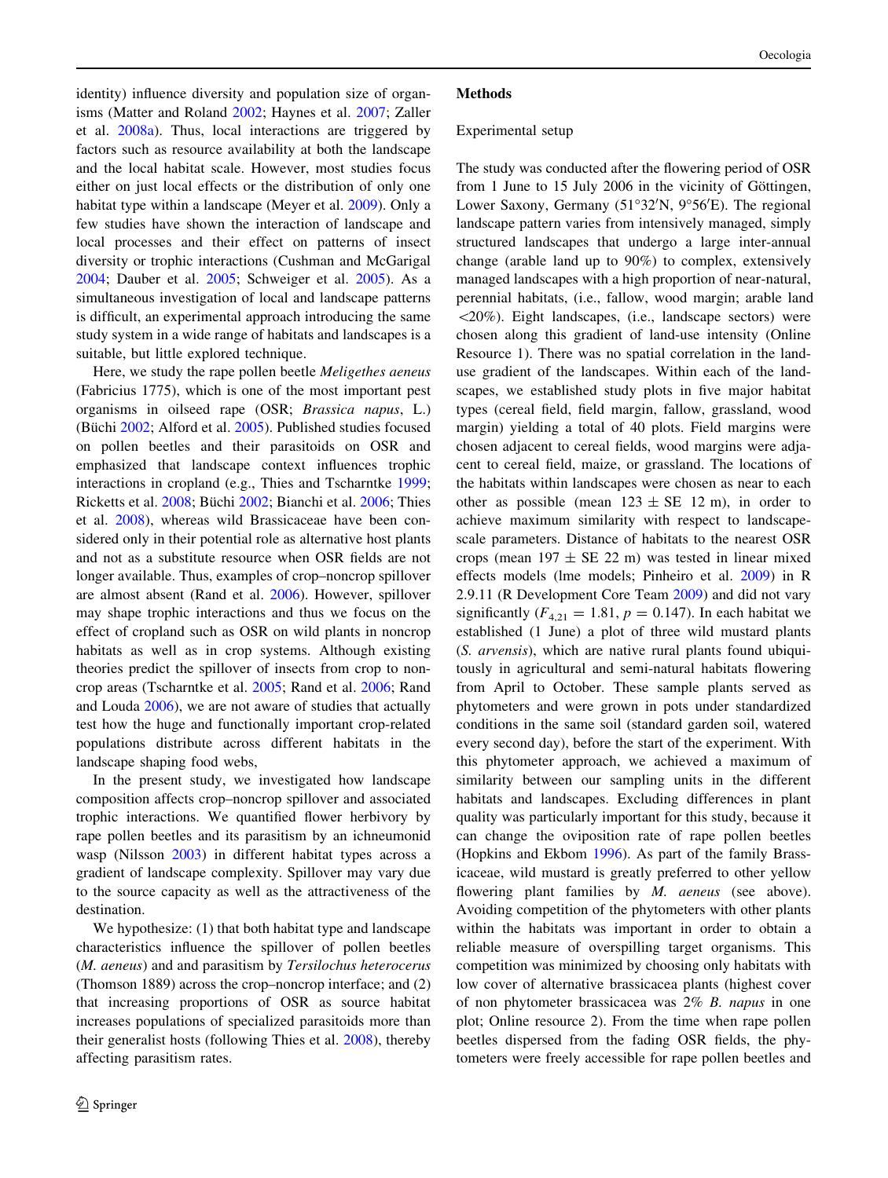identity) influence diversity and population size of organisms (Matter and Roland 2002; Haynes et al. 2007; Zaller et al. 2008a). Thus, local interactions are triggered by factors such as resource availability at both the landscape and the local habitat scale. However, most studies focus either on just local effects or the distribution of only one habitat type within a landscape (Meyer et al. 2009). Only a few studies have shown the interaction of landscape and local processes and their effect on patterns of insect diversity or trophic interactions (Cushman and McGarigal 2004; Dauber et al. 2005; Schweiger et al. 2005). As a simultaneous investigation of local and landscape patterns is difficult, an experimental approach introducing the same study system in a wide range of habitats and landscapes is a suitable, but little explored technique.

Here, we study the rape pollen beetle *Meligethes aeneus* (Fabricius 1775), which is one of the most important pest organisms in oilseed rape (OSR; *Brassica napus*, L.) (Büchi 2002; Alford et al. 2005). Published studies focused on pollen beetles and their parasitoids on OSR and emphasized that landscape context influences trophic interactions in cropland (e.g., Thies and Tscharntke 1999; Ricketts et al. 2008; Büchi 2002; Bianchi et al. 2006; Thies et al. 2008), whereas wild Brassicaceae have been considered only in their potential role as alternative host plants and not as a substitute resource when OSR fields are not longer available. Thus, examples of crop–noncrop spillover are almost absent (Rand et al. 2006). However, spillover may shape trophic interactions and thus we focus on the effect of cropland such as OSR on wild plants in noncrop habitats as well as in crop systems. Although existing theories predict the spillover of insects from crop to noncrop areas (Tscharntke et al. 2005; Rand et al. 2006; Rand and Louda 2006), we are not aware of studies that actually test how the huge and functionally important crop-related populations distribute across different habitats in the landscape shaping food webs,

In the present study, we investigated how landscape composition affects crop–noncrop spillover and associated trophic interactions. We quantified flower herbivory by rape pollen beetles and its parasitism by an ichneumonid wasp (Nilsson 2003) in different habitat types across a gradient of landscape complexity. Spillover may vary due to the source capacity as well as the attractiveness of the destination.

We hypothesize: (1) that both habitat type and landscape characteristics influence the spillover of pollen beetles (*M. aeneus*) and and parasitism by *Tersilochus heterocerus* (Thomson 1889) across the crop–noncrop interface; and (2) that increasing proportions of OSR as source habitat increases populations of specialized parasitoids more than their generalist hosts (following Thies et al. 2008), thereby affecting parasitism rates.

## Methods

### Experimental setup

The study was conducted after the flowering period of OSR from 1 June to 15 July 2006 in the vicinity of Göttingen, Lower Saxony, Germany (51°32′N, 9°56′E). The regional landscape pattern varies from intensively managed, simply structured landscapes that undergo a large inter-annual change (arable land up to 90%) to complex, extensively managed landscapes with a high proportion of near-natural, perennial habitats, (i.e., fallow, wood margin; arable land <20%). Eight landscapes, (i.e., landscape sectors) were chosen along this gradient of land-use intensity (Online Resource 1). There was no spatial correlation in the land-use gradient of the landscapes. Within each of the landscapes, we established study plots in five major habitat types (cereal field, field margin, fallow, grassland, wood margin) yielding a total of 40 plots. Field margins were chosen adjacent to cereal fields, wood margins were adjacent to cereal field, maize, or grassland. The locations of the habitats within landscapes were chosen as near to each other as possible (mean 123 ± SE 12 m), in order to achieve maximum similarity with respect to landscape-scale parameters. Distance of habitats to the nearest OSR crops (mean 197 ± SE 22 m) was tested in linear mixed effects models (lme models; Pinheiro et al. 2009) in R 2.9.11 (R Development Core Team 2009) and did not vary significantly ($F_{4,21} = 1.81$, $p = 0.147$). In each habitat we established (1 June) a plot of three wild mustard plants (*S. arvensis*), which are native rural plants found ubiquitously in agricultural and semi-natural habitats flowering from April to October. These sample plants served as phytometers and were grown in pots under standardized conditions in the same soil (standard garden soil, watered every second day), before the start of the experiment. With this phytometer approach, we achieved a maximum of similarity between our sampling units in the different habitats and landscapes. Excluding differences in plant quality was particularly important for this study, because it can change the oviposition rate of rape pollen beetles (Hopkins and Ekbom 1996). As part of the family Brassicaceae, wild mustard is greatly preferred to other yellow flowering plant families by *M. aeneus* (see above). Avoiding competition of the phytometers with other plants within the habitats was important in order to obtain a reliable measure of overspilling target organisms. This competition was minimized by choosing only habitats with low cover of alternative brassicacea plants (highest cover of non phytometer brassicacea was 2% *B. napus* in one plot; Online resource 2). From the time when rape pollen beetles dispersed from the fading OSR fields, the phytometers were freely accessible for rape pollen beetles and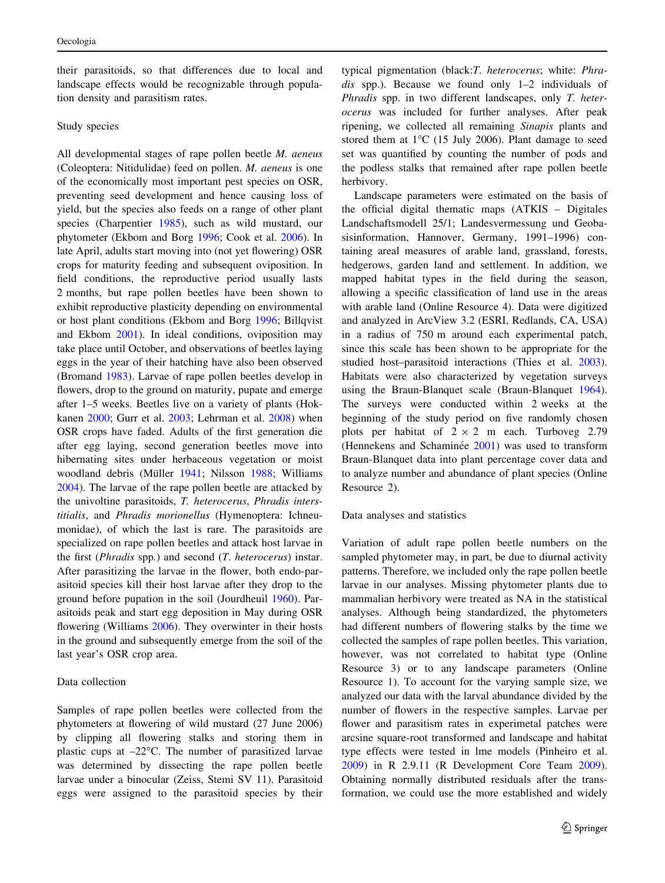their parasitoids, so that differences due to local and landscape effects would be recognizable through population density and parasitism rates.

## Study species

All developmental stages of rape pollen beetle *M. aeneus* (Coleoptera: Nitidulidae) feed on pollen. *M. aeneus* is one of the economically most important pest species on OSR, preventing seed development and hence causing loss of yield, but the species also feeds on a range of other plant species (Charpentier 1985), such as wild mustard, our phytometer (Ekbom and Borg 1996; Cook et al. 2006). In late April, adults start moving into (not yet flowering) OSR crops for maturity feeding and subsequent oviposition. In field conditions, the reproductive period usually lasts 2 months, but rape pollen beetles have been shown to exhibit reproductive plasticity depending on environmental or host plant conditions (Ekbom and Borg 1996; Billqvist and Ekbom 2001). In ideal conditions, oviposition may take place until October, and observations of beetles laying eggs in the year of their hatching have also been observed (Bromand 1983). Larvae of rape pollen beetles develop in flowers, drop to the ground on maturity, pupate and emerge after 1–5 weeks. Beetles live on a variety of plants (Hokkanen 2000; Gurr et al. 2003; Lehrman et al. 2008) when OSR crops have faded. Adults of the first generation die after egg laying, second generation beetles move into hibernating sites under herbaceous vegetation or moist woodland debris (Müller 1941; Nilsson 1988; Williams 2004). The larvae of the rape pollen beetle are attacked by the univoltine parasitoids, *T. heterocerus*, *Phradis interstitialis*, and *Phradis morionellus* (Hymenoptera: Ichneumonidae), of which the last is rare. The parasitoids are specialized on rape pollen beetles and attack host larvae in the first (*Phradis* spp.) and second (*T. heterocerus*) instar. After parasitizing the larvae in the flower, both endo-parasitoid species kill their host larvae after they drop to the ground before pupation in the soil (Jourdheuil 1960). Parasitoids peak and start egg deposition in May during OSR flowering (Williams 2006). They overwinter in their hosts in the ground and subsequently emerge from the soil of the last year's OSR crop area.

## Data collection

Samples of rape pollen beetles were collected from the phytometers at flowering of wild mustard (27 June 2006) by clipping all flowering stalks and storing them in plastic cups at –22°C. The number of parasitized larvae was determined by dissecting the rape pollen beetle larvae under a binocular (Zeiss, Stemi SV 11). Parasitoid eggs were assigned to the parasitoid species by their typical pigmentation (black:*T. heterocerus*; white: *Phradis* spp.). Because we found only 1–2 individuals of *Phradis* spp. in two different landscapes, only *T. heterocerus* was included for further analyses. After peak ripening, we collected all remaining *Sinapis* plants and stored them at 1°C (15 July 2006). Plant damage to seed set was quantified by counting the number of pods and the podless stalks that remained after rape pollen beetle herbivory.

Landscape parameters were estimated on the basis of the official digital thematic maps (ATKIS – Digitales Landschaftsmodell 25/1; Landesvermessung und Geobasisinformation, Hannover, Germany, 1991–1996) containing areal measures of arable land, grassland, forests, hedgerows, garden land and settlement. In addition, we mapped habitat types in the field during the season, allowing a specific classification of land use in the areas with arable land (Online Resource 4). Data were digitized and analyzed in ArcView 3.2 (ESRI, Redlands, CA, USA) in a radius of 750 m around each experimental patch, since this scale has been shown to be appropriate for the studied host–parasitoid interactions (Thies et al. 2003). Habitats were also characterized by vegetation surveys using the Braun-Blanquet scale (Braun-Blanquet 1964). The surveys were conducted within 2 weeks at the beginning of the study period on five randomly chosen plots per habitat of 2 × 2 m each. Turboveg 2.79 (Hennekens and Schaminée 2001) was used to transform Braun-Blanquet data into plant percentage cover data and to analyze number and abundance of plant species (Online Resource 2).

## Data analyses and statistics

Variation of adult rape pollen beetle numbers on the sampled phytometer may, in part, be due to diurnal activity patterns. Therefore, we included only the rape pollen beetle larvae in our analyses. Missing phytometer plants due to mammalian herbivory were treated as NA in the statistical analyses. Although being standardized, the phytometers had different numbers of flowering stalks by the time we collected the samples of rape pollen beetles. This variation, however, was not correlated to habitat type (Online Resource 3) or to any landscape parameters (Online Resource 1). To account for the varying sample size, we analyzed our data with the larval abundance divided by the number of flowers in the respective samples. Larvae per flower and parasitism rates in experimetal patches were arcsine square-root transformed and landscape and habitat type effects were tested in lme models (Pinheiro et al. 2009) in R 2.9.11 (R Development Core Team 2009). Obtaining normally distributed residuals after the transformation, we could use the more established and widely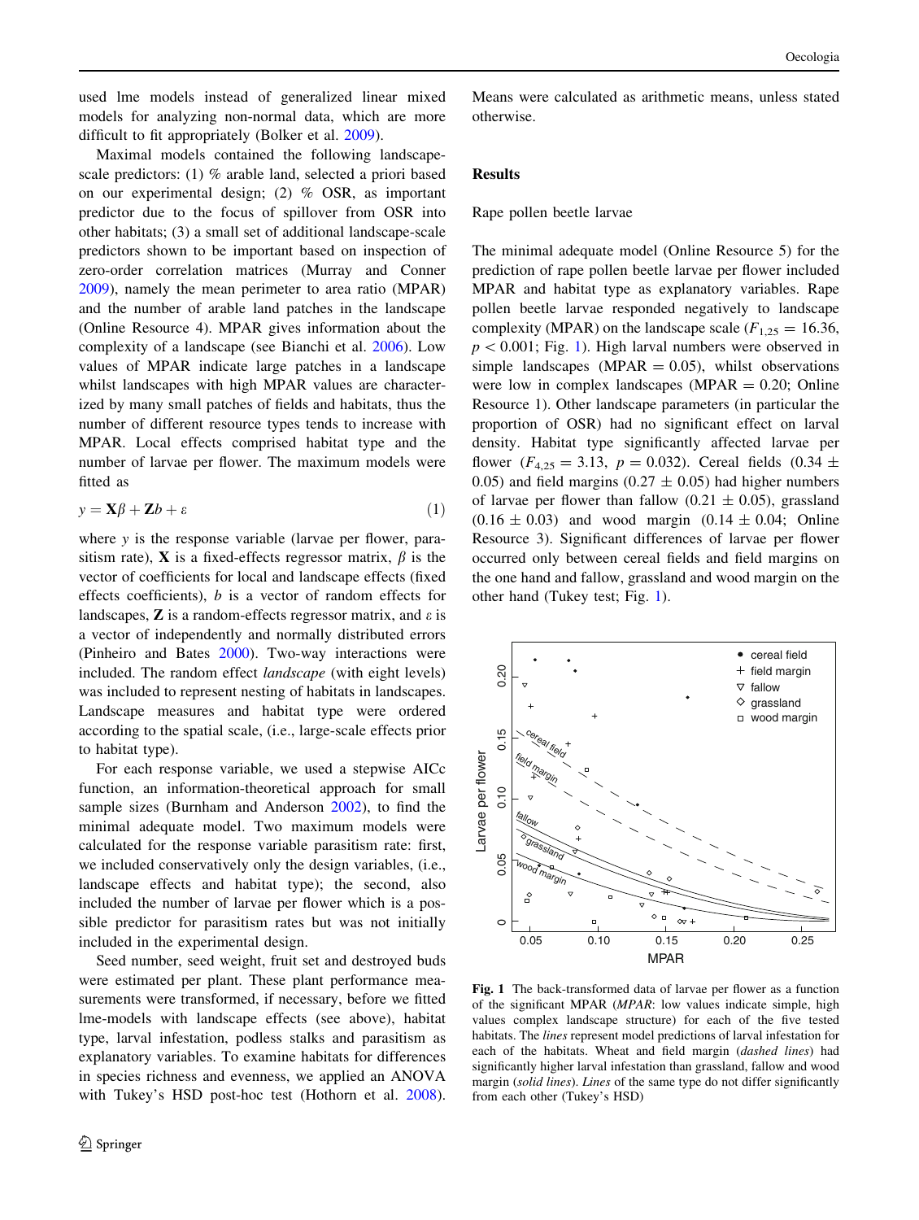used lme models instead of generalized linear mixed models for analyzing non-normal data, which are more difficult to fit appropriately (Bolker et al. 2009).

Maximal models contained the following landscape-scale predictors: (1) % arable land, selected a priori based on our experimental design; (2) % OSR, as important predictor due to the focus of spillover from OSR into other habitats; (3) a small set of additional landscape-scale predictors shown to be important based on inspection of zero-order correlation matrices (Murray and Conner 2009), namely the mean perimeter to area ratio (MPAR) and the number of arable land patches in the landscape (Online Resource 4). MPAR gives information about the complexity of a landscape (see Bianchi et al. 2006). Low values of MPAR indicate large patches in a landscape whilst landscapes with high MPAR values are characterized by many small patches of fields and habitats, thus the number of different resource types tends to increase with MPAR. Local effects comprised habitat type and the number of larvae per flower. The maximum models were fitted as

$$y = \mathbf{X}\beta + \mathbf{Z}b + \varepsilon \qquad (1)$$

where $y$ is the response variable (larvae per flower, parasitism rate), $\mathbf{X}$ is a fixed-effects regressor matrix, $\beta$ is the vector of coefficients for local and landscape effects (fixed effects coefficients), $b$ is a vector of random effects for landscapes, $\mathbf{Z}$ is a random-effects regressor matrix, and $\varepsilon$ is a vector of independently and normally distributed errors (Pinheiro and Bates 2000). Two-way interactions were included. The random effect *landscape* (with eight levels) was included to represent nesting of habitats in landscapes. Landscape measures and habitat type were ordered according to the spatial scale, (i.e., large-scale effects prior to habitat type).

For each response variable, we used a stepwise AICc function, an information-theoretical approach for small sample sizes (Burnham and Anderson 2002), to find the minimal adequate model. Two maximum models were calculated for the response variable parasitism rate: first, we included conservatively only the design variables, (i.e., landscape effects and habitat type); the second, also included the number of larvae per flower which is a possible predictor for parasitism rates but was not initially included in the experimental design.

Seed number, seed weight, fruit set and destroyed buds were estimated per plant. These plant performance measurements were transformed, if necessary, before we fitted lme-models with landscape effects (see above), habitat type, larval infestation, podless stalks and parasitism as explanatory variables. To examine habitats for differences in species richness and evenness, we applied an ANOVA with Tukey's HSD post-hoc test (Hothorn et al. 2008). Means were calculated as arithmetic means, unless stated otherwise.

## Results

### Rape pollen beetle larvae

The minimal adequate model (Online Resource 5) for the prediction of rape pollen beetle larvae per flower included MPAR and habitat type as explanatory variables. Rape pollen beetle larvae responded negatively to landscape complexity (MPAR) on the landscape scale ($F_{1,25} = 16.36$, $p < 0.001$; Fig. 1). High larval numbers were observed in simple landscapes (MPAR = 0.05), whilst observations were low in complex landscapes (MPAR = 0.20; Online Resource 1). Other landscape parameters (in particular the proportion of OSR) had no significant effect on larval density. Habitat type significantly affected larvae per flower ($F_{4,25} = 3.13$, $p = 0.032$). Cereal fields (0.34 ± 0.05) and field margins (0.27 ± 0.05) had higher numbers of larvae per flower than fallow (0.21 ± 0.05), grassland (0.16 ± 0.03) and wood margin (0.14 ± 0.04; Online Resource 3). Significant differences of larvae per flower occurred only between cereal fields and field margins on the one hand and fallow, grassland and wood margin on the other hand (Tukey test; Fig. 1).

Larvae per flower
0.20
0.15
0.10
0.05
0
0.05
0.10
0.15
0.20
0.25
MPAR
cereal field
field margin
fallow
grassland
wood margin
cereal field
field margin
fallow
grassland
wood margin

**Fig. 1** The back-transformed data of larvae per flower as a function of the significant MPAR (*MPAR*: low values indicate simple, high values complex landscape structure) for each of the five tested habitats. The *lines* represent model predictions of larval infestation for each of the habitats. Wheat and field margin (*dashed lines*) had significantly higher larval infestation than grassland, fallow and wood margin (*solid lines*). *Lines* of the same type do not differ significantly from each other (Tukey's HSD)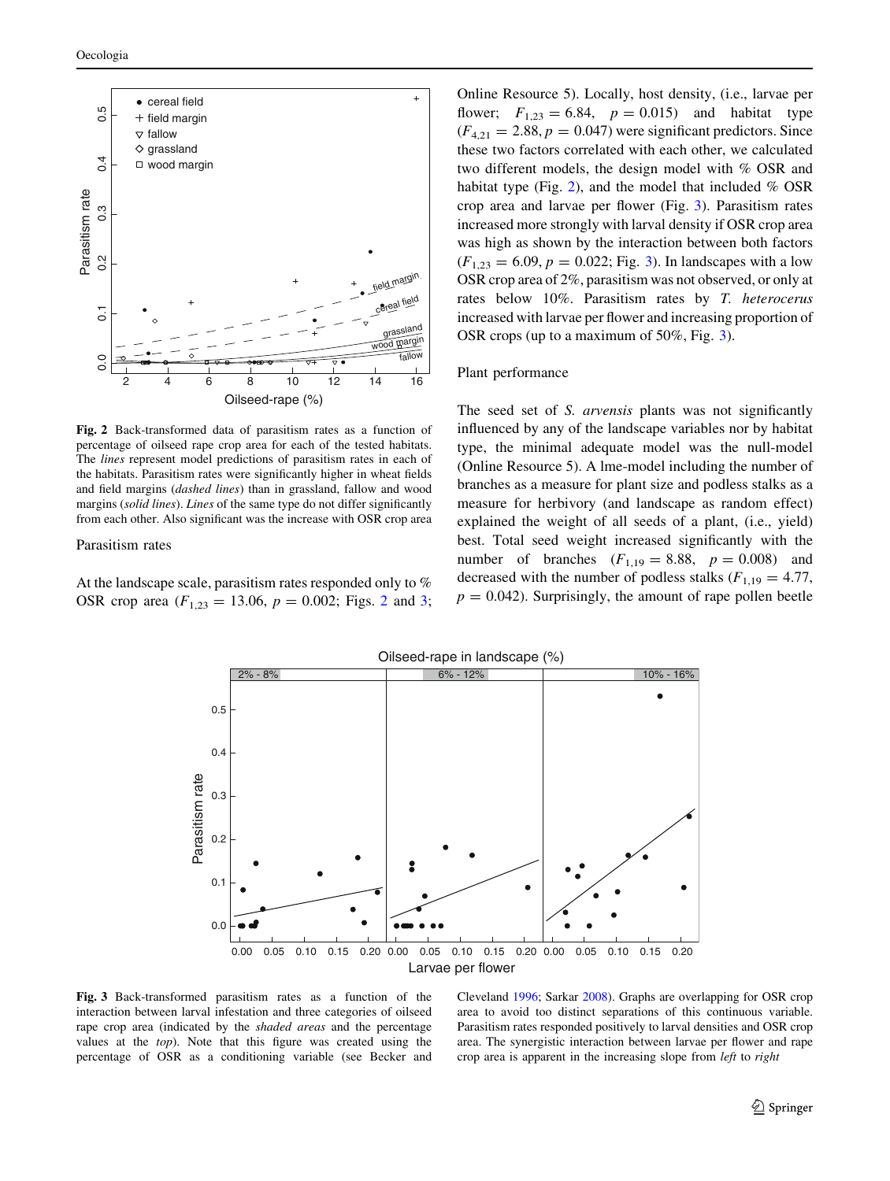● cereal field
+ field margin
▽ fallow
◇ grassland
□ wood margin

Parasitism rate

0.0
0.1
0.2
0.3
0.4
0.5

2
4
6
8
10
12
14
16

Oilseed-rape (%)

field margin
cereal field
grassland
wood margin
fallow

**Fig. 2** Back-transformed data of parasitism rates as a function of percentage of oilseed rape crop area for each of the tested habitats. The *lines* represent model predictions of parasitism rates in each of the habitats. Parasitism rates were significantly higher in wheat fields and field margins (*dashed lines*) than in grassland, fallow and wood margins (*solid lines*). *Lines* of the same type do not differ significantly from each other. Also significant was the increase with OSR crop area

## Parasitism rates

At the landscape scale, parasitism rates responded only to % OSR crop area ($F_{1,23} = 13.06$, $p = 0.002$; Figs. 2 and 3; Online Resource 5). Locally, host density, (i.e., larvae per flower; $F_{1,23} = 6.84$, $p = 0.015$) and habitat type ($F_{4,21} = 2.88$, $p = 0.047$) were significant predictors. Since these two factors correlated with each other, we calculated two different models, the design model with % OSR and habitat type (Fig. 2), and the model that included % OSR crop area and larvae per flower (Fig. 3). Parasitism rates increased more strongly with larval density if OSR crop area was high as shown by the interaction between both factors ($F_{1,23} = 6.09$, $p = 0.022$; Fig. 3). In landscapes with a low OSR crop area of 2%, parasitism was not observed, or only at rates below 10%. Parasitism rates by *T. heterocerus* increased with larvae per flower and increasing proportion of OSR crops (up to a maximum of 50%, Fig. 3).

## Plant performance

The seed set of *S. arvensis* plants was not significantly influenced by any of the landscape variables nor by habitat type, the minimal adequate model was the null-model (Online Resource 5). A lme-model including the number of branches as a measure for plant size and podless stalks as a measure for herbivory (and landscape as random effect) explained the weight of all seeds of a plant, (i.e., yield) best. Total seed weight increased significantly with the number of branches ($F_{1,19} = 8.88$, $p = 0.008$) and decreased with the number of podless stalks ($F_{1,19} = 4.77$, $p = 0.042$). Surprisingly, the amount of rape pollen beetle

Oilseed-rape in landscape (%)

2% - 8%
6% - 12%
10% - 16%

Parasitism rate

0.0
0.1
0.2
0.3
0.4
0.5

0.00 0.05 0.10 0.15 0.20
0.00 0.05 0.10 0.15 0.20
0.00 0.05 0.10 0.15 0.20

Larvae per flower

**Fig. 3** Back-transformed parasitism rates as a function of the interaction between larval infestation and three categories of oilseed rape crop area (indicated by the *shaded areas* and the percentage values at the *top*). Note that this figure was created using the percentage of OSR as a conditioning variable (see Becker and Cleveland 1996; Sarkar 2008). Graphs are overlapping for OSR crop area to avoid too distinct separations of this continuous variable. Parasitism rates responded positively to larval densities and OSR crop area. The synergistic interaction between larvae per flower and rape crop area is apparent in the increasing slope from *left* to *right*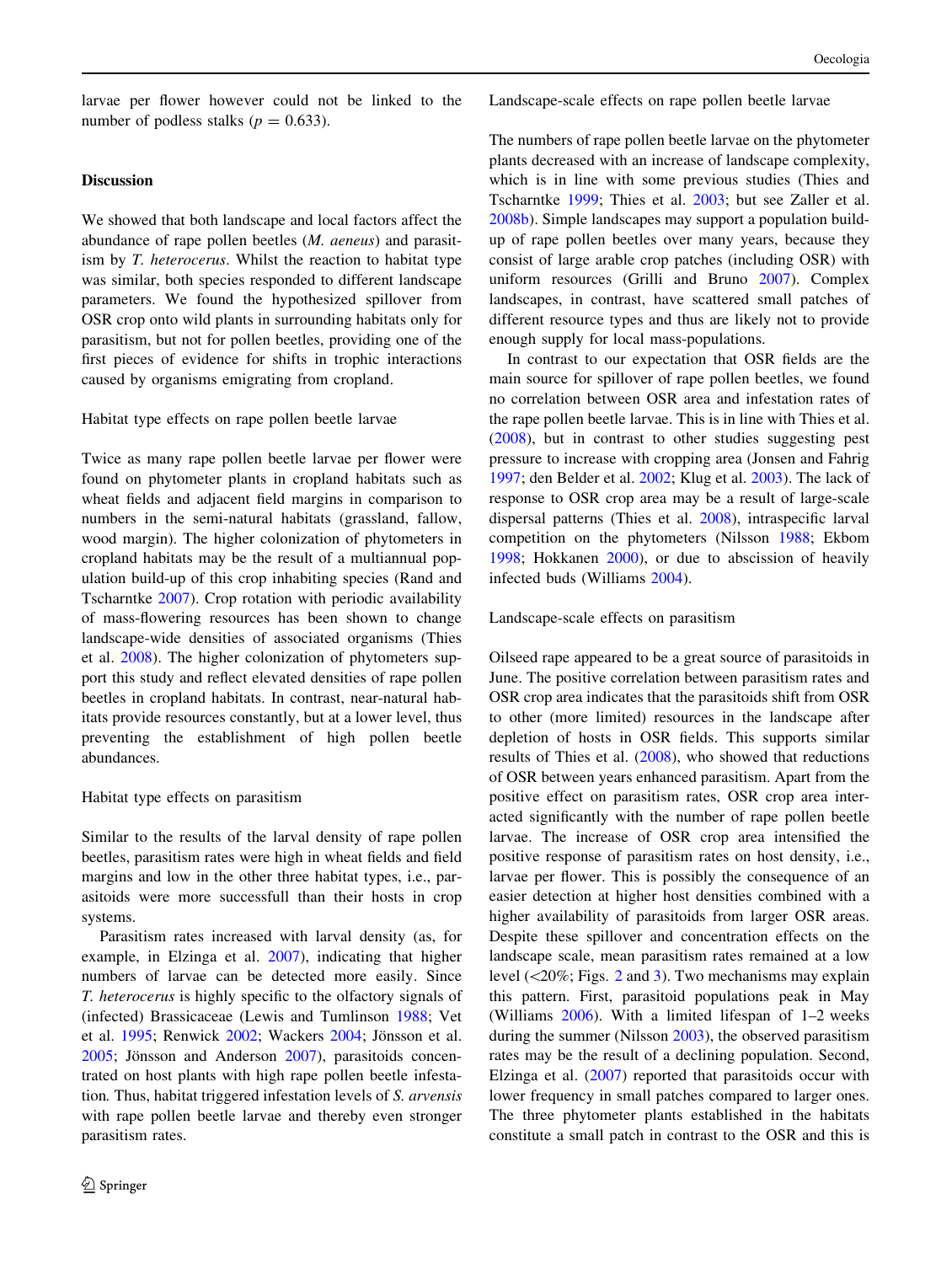larvae per flower however could not be linked to the number of podless stalks ($p = 0.633$).

## Discussion

We showed that both landscape and local factors affect the abundance of rape pollen beetles (*M. aeneus*) and parasitism by *T. heterocerus*. Whilst the reaction to habitat type was similar, both species responded to different landscape parameters. We found the hypothesized spillover from OSR crop onto wild plants in surrounding habitats only for parasitism, but not for pollen beetles, providing one of the first pieces of evidence for shifts in trophic interactions caused by organisms emigrating from cropland.

### Habitat type effects on rape pollen beetle larvae

Twice as many rape pollen beetle larvae per flower were found on phytometer plants in cropland habitats such as wheat fields and adjacent field margins in comparison to numbers in the semi-natural habitats (grassland, fallow, wood margin). The higher colonization of phytometers in cropland habitats may be the result of a multiannual population build-up of this crop inhabiting species (Rand and Tscharntke 2007). Crop rotation with periodic availability of mass-flowering resources has been shown to change landscape-wide densities of associated organisms (Thies et al. 2008). The higher colonization of phytometers support this study and reflect elevated densities of rape pollen beetles in cropland habitats. In contrast, near-natural habitats provide resources constantly, but at a lower level, thus preventing the establishment of high pollen beetle abundances.

### Habitat type effects on parasitism

Similar to the results of the larval density of rape pollen beetles, parasitism rates were high in wheat fields and field margins and low in the other three habitat types, i.e., parasitoids were more successfull than their hosts in crop systems.

Parasitism rates increased with larval density (as, for example, in Elzinga et al. 2007), indicating that higher numbers of larvae can be detected more easily. Since *T. heterocerus* is highly specific to the olfactory signals of (infected) Brassicaceae (Lewis and Tumlinson 1988; Vet et al. 1995; Renwick 2002; Wackers 2004; Jönsson et al. 2005; Jönsson and Anderson 2007), parasitoids concentrated on host plants with high rape pollen beetle infestation. Thus, habitat triggered infestation levels of *S. arvensis* with rape pollen beetle larvae and thereby even stronger parasitism rates.

### Landscape-scale effects on rape pollen beetle larvae

The numbers of rape pollen beetle larvae on the phytometer plants decreased with an increase of landscape complexity, which is in line with some previous studies (Thies and Tscharntke 1999; Thies et al. 2003; but see Zaller et al. 2008b). Simple landscapes may support a population build-up of rape pollen beetles over many years, because they consist of large arable crop patches (including OSR) with uniform resources (Grilli and Bruno 2007). Complex landscapes, in contrast, have scattered small patches of different resource types and thus are likely not to provide enough supply for local mass-populations.

In contrast to our expectation that OSR fields are the main source for spillover of rape pollen beetles, we found no correlation between OSR area and infestation rates of the rape pollen beetle larvae. This is in line with Thies et al. (2008), but in contrast to other studies suggesting pest pressure to increase with cropping area (Jonsen and Fahrig 1997; den Belder et al. 2002; Klug et al. 2003). The lack of response to OSR crop area may be a result of large-scale dispersal patterns (Thies et al. 2008), intraspecific larval competition on the phytometers (Nilsson 1988; Ekbom 1998; Hokkanen 2000), or due to abscission of heavily infected buds (Williams 2004).

### Landscape-scale effects on parasitism

Oilseed rape appeared to be a great source of parasitoids in June. The positive correlation between parasitism rates and OSR crop area indicates that the parasitoids shift from OSR to other (more limited) resources in the landscape after depletion of hosts in OSR fields. This supports similar results of Thies et al. (2008), who showed that reductions of OSR between years enhanced parasitism. Apart from the positive effect on parasitism rates, OSR crop area interacted significantly with the number of rape pollen beetle larvae. The increase of OSR crop area intensified the positive response of parasitism rates on host density, i.e., larvae per flower. This is possibly the consequence of an easier detection at higher host densities combined with a higher availability of parasitoids from larger OSR areas. Despite these spillover and concentration effects on the landscape scale, mean parasitism rates remained at a low level (<20%; Figs. 2 and 3). Two mechanisms may explain this pattern. First, parasitoid populations peak in May (Williams 2006). With a limited lifespan of 1–2 weeks during the summer (Nilsson 2003), the observed parasitism rates may be the result of a declining population. Second, Elzinga et al. (2007) reported that parasitoids occur with lower frequency in small patches compared to larger ones. The three phytometer plants established in the habitats constitute a small patch in contrast to the OSR and this is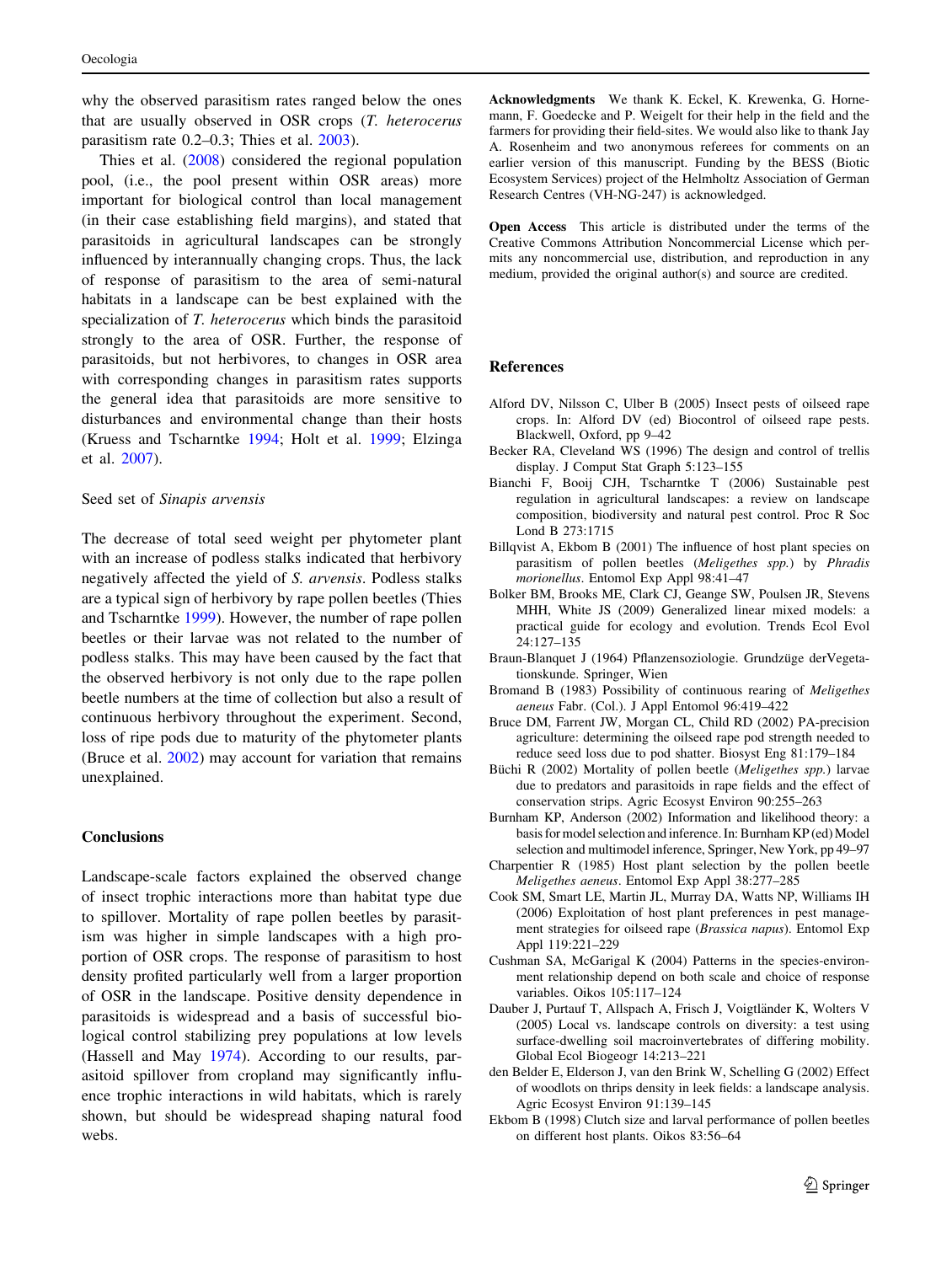why the observed parasitism rates ranged below the ones that are usually observed in OSR crops (*T. heterocerus* parasitism rate 0.2–0.3; Thies et al. 2003).

Thies et al. (2008) considered the regional population pool, (i.e., the pool present within OSR areas) more important for biological control than local management (in their case establishing field margins), and stated that parasitoids in agricultural landscapes can be strongly influenced by interannually changing crops. Thus, the lack of response of parasitism to the area of semi-natural habitats in a landscape can be best explained with the specialization of *T. heterocerus* which binds the parasitoid strongly to the area of OSR. Further, the response of parasitoids, but not herbivores, to changes in OSR area with corresponding changes in parasitism rates supports the general idea that parasitoids are more sensitive to disturbances and environmental change than their hosts (Kruess and Tscharntke 1994; Holt et al. 1999; Elzinga et al. 2007).

### Seed set of *Sinapis arvensis*

The decrease of total seed weight per phytometer plant with an increase of podless stalks indicated that herbivory negatively affected the yield of *S. arvensis*. Podless stalks are a typical sign of herbivory by rape pollen beetles (Thies and Tscharntke 1999). However, the number of rape pollen beetles or their larvae was not related to the number of podless stalks. This may have been caused by the fact that the observed herbivory is not only due to the rape pollen beetle numbers at the time of collection but also a result of continuous herbivory throughout the experiment. Second, loss of ripe pods due to maturity of the phytometer plants (Bruce et al. 2002) may account for variation that remains unexplained.

## Conclusions

Landscape-scale factors explained the observed change of insect trophic interactions more than habitat type due to spillover. Mortality of rape pollen beetles by parasitism was higher in simple landscapes with a high proportion of OSR crops. The response of parasitism to host density profited particularly well from a larger proportion of OSR in the landscape. Positive density dependence in parasitoids is widespread and a basis of successful biological control stabilizing prey populations at low levels (Hassell and May 1974). According to our results, parasitoid spillover from cropland may significantly influence trophic interactions in wild habitats, which is rarely shown, but should be widespread shaping natural food webs.

**Acknowledgments** We thank K. Eckel, K. Krewenka, G. Hornemann, F. Goedecke and P. Weigelt for their help in the field and the farmers for providing their field-sites. We would also like to thank Jay A. Rosenheim and two anonymous referees for comments on an earlier version of this manuscript. Funding by the BESS (Biotic Ecosystem Services) project of the Helmholtz Association of German Research Centres (VH-NG-247) is acknowledged.

**Open Access** This article is distributed under the terms of the Creative Commons Attribution Noncommercial License which permits any noncommercial use, distribution, and reproduction in any medium, provided the original author(s) and source are credited.

## References

Alford DV, Nilsson C, Ulber B (2005) Insect pests of oilseed rape crops. In: Alford DV (ed) Biocontrol of oilseed rape pests. Blackwell, Oxford, pp 9–42

Becker RA, Cleveland WS (1996) The design and control of trellis display. J Comput Stat Graph 5:123–155

Bianchi F, Booij CJH, Tscharntke T (2006) Sustainable pest regulation in agricultural landscapes: a review on landscape composition, biodiversity and natural pest control. Proc R Soc Lond B 273:1715

Billqvist A, Ekbom B (2001) The influence of host plant species on parasitism of pollen beetles (*Meligethes spp.*) by *Phradis morionellus*. Entomol Exp Appl 98:41–47

Bolker BM, Brooks ME, Clark CJ, Geange SW, Poulsen JR, Stevens MHH, White JS (2009) Generalized linear mixed models: a practical guide for ecology and evolution. Trends Ecol Evol 24:127–135

Braun-Blanquet J (1964) Pflanzensoziologie. Grundzüge derVegetationskunde. Springer, Wien

Bromand B (1983) Possibility of continuous rearing of *Meligethes aeneus* Fabr. (Col.). J Appl Entomol 96:419–422

Bruce DM, Farrent JW, Morgan CL, Child RD (2002) PA-precision agriculture: determining the oilseed rape pod strength needed to reduce seed loss due to pod shatter. Biosyst Eng 81:179–184

Büchi R (2002) Mortality of pollen beetle (*Meligethes spp.*) larvae due to predators and parasitoids in rape fields and the effect of conservation strips. Agric Ecosyst Environ 90:255–263

Burnham KP, Anderson (2002) Information and likelihood theory: a basis for model selection and inference. In: Burnham KP (ed) Model selection and multimodel inference, Springer, New York, pp 49–97

Charpentier R (1985) Host plant selection by the pollen beetle *Meligethes aeneus*. Entomol Exp Appl 38:277–285

Cook SM, Smart LE, Martin JL, Murray DA, Watts NP, Williams IH (2006) Exploitation of host plant preferences in pest management strategies for oilseed rape (*Brassica napus*). Entomol Exp Appl 119:221–229

Cushman SA, McGarigal K (2004) Patterns in the species-environment relationship depend on both scale and choice of response variables. Oikos 105:117–124

Dauber J, Purtauf T, Allspach A, Frisch J, Voigtländer K, Wolters V (2005) Local vs. landscape controls on diversity: a test using surface-dwelling soil macroinvertebrates of differing mobility. Global Ecol Biogeogr 14:213–221

den Belder E, Elderson J, van den Brink W, Schelling G (2002) Effect of woodlots on thrips density in leek fields: a landscape analysis. Agric Ecosyst Environ 91:139–145

Ekbom B (1998) Clutch size and larval performance of pollen beetles on different host plants. Oikos 83:56–64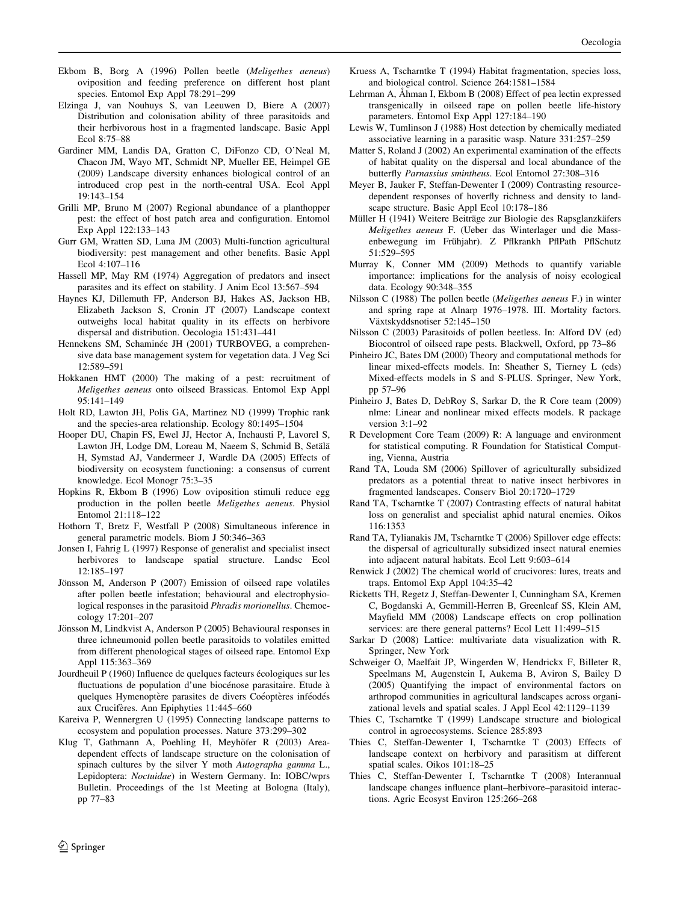Ekbom B, Borg A (1996) Pollen beetle (*Meligethes aeneus*) oviposition and feeding preference on different host plant species. Entomol Exp Appl 78:291–299

Elzinga J, van Nouhuys S, van Leeuwen D, Biere A (2007) Distribution and colonisation ability of three parasitoids and their herbivorous host in a fragmented landscape. Basic Appl Ecol 8:75–88

Gardiner MM, Landis DA, Gratton C, DiFonzo CD, O'Neal M, Chacon JM, Wayo MT, Schmidt NP, Mueller EE, Heimpel GE (2009) Landscape diversity enhances biological control of an introduced crop pest in the north-central USA. Ecol Appl 19:143–154

Grilli MP, Bruno M (2007) Regional abundance of a planthopper pest: the effect of host patch area and configuration. Entomol Exp Appl 122:133–143

Gurr GM, Wratten SD, Luna JM (2003) Multi-function agricultural biodiversity: pest management and other benefits. Basic Appl Ecol 4:107–116

Hassell MP, May RM (1974) Aggregation of predators and insect parasites and its effect on stability. J Anim Ecol 13:567–594

Haynes KJ, Dillemuth FP, Anderson BJ, Hakes AS, Jackson HB, Elizabeth Jackson S, Cronin JT (2007) Landscape context outweighs local habitat quality in its effects on herbivore dispersal and distribution. Oecologia 151:431–441

Hennekens SM, Schaminée JH (2001) TURBOVEG, a comprehensive data base management system for vegetation data. J Veg Sci 12:589–591

Hokkanen HMT (2000) The making of a pest: recruitment of *Meligethes aeneus* onto oilseed Brassicas. Entomol Exp Appl 95:141–149

Holt RD, Lawton JH, Polis GA, Martinez ND (1999) Trophic rank and the species-area relationship. Ecology 80:1495–1504

Hooper DU, Chapin FS, Ewel JJ, Hector A, Inchausti P, Lavorel S, Lawton JH, Lodge DM, Loreau M, Naeem S, Schmid B, Setälä H, Symstad AJ, Vandermeer J, Wardle DA (2005) Effects of biodiversity on ecosystem functioning: a consensus of current knowledge. Ecol Monogr 75:3–35

Hopkins R, Ekbom B (1996) Low oviposition stimuli reduce egg production in the pollen beetle *Meligethes aeneus*. Physiol Entomol 21:118–122

Hothorn T, Bretz F, Westfall P (2008) Simultaneous inference in general parametric models. Biom J 50:346–363

Jonsen I, Fahrig L (1997) Response of generalist and specialist insect herbivores to landscape spatial structure. Landsc Ecol 12:185–197

Jönsson M, Anderson P (2007) Emission of oilseed rape volatiles after pollen beetle infestation; behavioural and electrophysiological responses in the parasitoid *Phradis morionellus*. Chemoecology 17:201–207

Jönsson M, Lindkvist A, Anderson P (2005) Behavioural responses in three ichneumonid pollen beetle parasitoids to volatiles emitted from different phenological stages of oilseed rape. Entomol Exp Appl 115:363–369

Jourdheuil P (1960) Influence de quelques facteurs écologiques sur les fluctuations de population d'une biocénose parasitaire. Etude à quelques Hymenoptère parasites de divers Coéoptères inféodés aux Crucifères. Ann Epiphyties 11:445–660

Kareiva P, Wennergren U (1995) Connecting landscape patterns to ecosystem and population processes. Nature 373:299–302

Klug T, Gathmann A, Poehling H, Meyhöfer R (2003) Area-dependent effects of landscape structure on the colonisation of spinach cultures by the silver Y moth *Autographa gamma* L., Lepidoptera: *Noctuidae*) in Western Germany. In: IOBC/wprs Bulletin. Proceedings of the 1st Meeting at Bologna (Italy), pp 77–83

Kruess A, Tscharntke T (1994) Habitat fragmentation, species loss, and biological control. Science 264:1581–1584

Lehrman A, Åhman I, Ekbom B (2008) Effect of pea lectin expressed transgenically in oilseed rape on pollen beetle life-history parameters. Entomol Exp Appl 127:184–190

Lewis W, Tumlinson J (1988) Host detection by chemically mediated associative learning in a parasitic wasp. Nature 331:257–259

Matter S, Roland J (2002) An experimental examination of the effects of habitat quality on the dispersal and local abundance of the butterfly *Parnassius smintheus*. Ecol Entomol 27:308–316

Meyer B, Jauker F, Steffan-Dewenter I (2009) Contrasting resource-dependent responses of hoverfly richness and density to landscape structure. Basic Appl Ecol 10:178–186

Müller H (1941) Weitere Beiträge zur Biologie des Rapsglanzkäfers *Meligethes aeneus* F. (Ueber das Winterlager und die Massenbewegung im Frühjahr). Z Pflkrankh PflPath PflSchutz 51:529–595

Murray K, Conner MM (2009) Methods to quantify variable importance: implications for the analysis of noisy ecological data. Ecology 90:348–355

Nilsson C (1988) The pollen beetle (*Meligethes aeneus* F.) in winter and spring rape at Alnarp 1976–1978. III. Mortality factors. Växtskyddsnotiser 52:145–150

Nilsson C (2003) Parasitoids of pollen beetless. In: Alford DV (ed) Biocontrol of oilseed rape pests. Blackwell, Oxford, pp 73–86

Pinheiro JC, Bates DM (2000) Theory and computational methods for linear mixed-effects models. In: Sheather S, Tierney L (eds) Mixed-effects models in S and S-PLUS. Springer, New York, pp 57–96

Pinheiro J, Bates D, DebRoy S, Sarkar D, the R Core team (2009) nlme: Linear and nonlinear mixed effects models. R package version 3:1–92

R Development Core Team (2009) R: A language and environment for statistical computing. R Foundation for Statistical Computing, Vienna, Austria

Rand TA, Louda SM (2006) Spillover of agriculturally subsidized predators as a potential threat to native insect herbivores in fragmented landscapes. Conserv Biol 20:1720–1729

Rand TA, Tscharntke T (2007) Contrasting effects of natural habitat loss on generalist and specialist aphid natural enemies. Oikos 116:1353

Rand TA, Tylianakis JM, Tscharntke T (2006) Spillover edge effects: the dispersal of agriculturally subsidized insect natural enemies into adjacent natural habitats. Ecol Lett 9:603–614

Renwick J (2002) The chemical world of crucivores: lures, treats and traps. Entomol Exp Appl 104:35–42

Ricketts TH, Regetz J, Steffan-Dewenter I, Cunningham SA, Kremen C, Bogdanski A, Gemmill-Herren B, Greenleaf SS, Klein AM, Mayfield MM (2008) Landscape effects on crop pollination services: are there general patterns? Ecol Lett 11:499–515

Sarkar D (2008) Lattice: multivariate data visualization with R. Springer, New York

Schweiger O, Maelfait JP, Wingerden W, Hendrickx F, Billeter R, Speelmans M, Augenstein I, Aukema B, Aviron S, Bailey D (2005) Quantifying the impact of environmental factors on arthropod communities in agricultural landscapes across organizational levels and spatial scales. J Appl Ecol 42:1129–1139

Thies C, Tscharntke T (1999) Landscape structure and biological control in agroecosystems. Science 285:893

Thies C, Steffan-Dewenter I, Tscharntke T (2003) Effects of landscape context on herbivory and parasitism at different spatial scales. Oikos 101:18–25

Thies C, Steffan-Dewenter I, Tscharntke T (2008) Interannual landscape changes influence plant–herbivore–parasitoid interactions. Agric Ecosyst Environ 125:266–268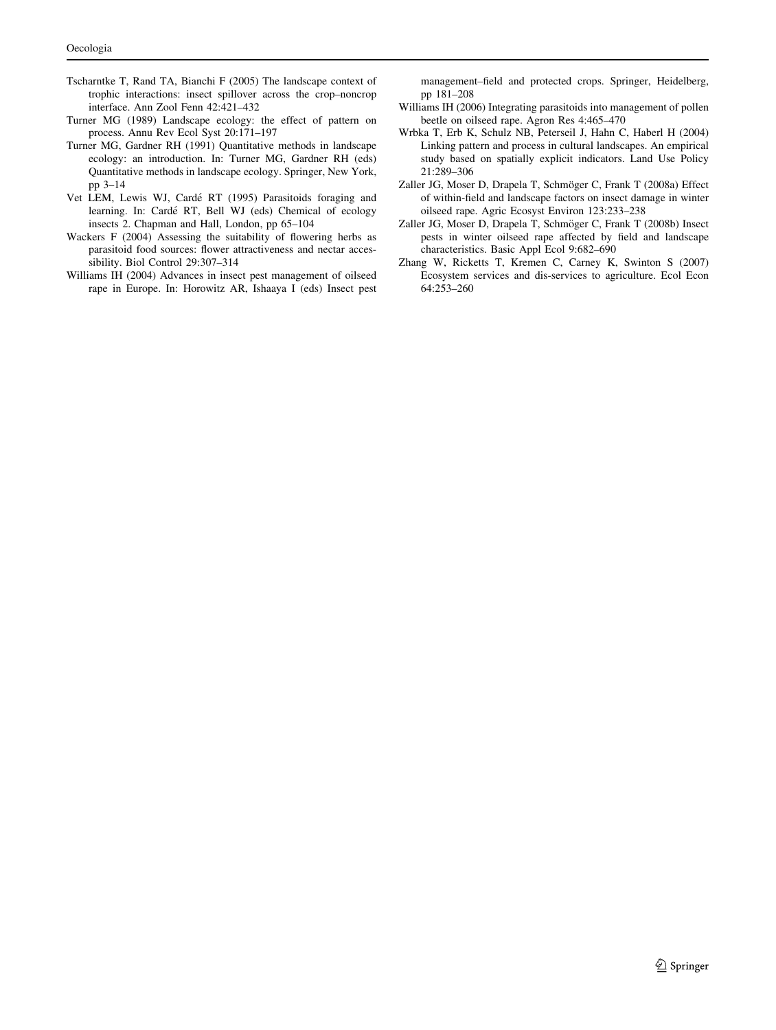Tscharntke T, Rand TA, Bianchi F (2005) The landscape context of trophic interactions: insect spillover across the crop–noncrop interface. Ann Zool Fenn 42:421–432

Turner MG (1989) Landscape ecology: the effect of pattern on process. Annu Rev Ecol Syst 20:171–197

Turner MG, Gardner RH (1991) Quantitative methods in landscape ecology: an introduction. In: Turner MG, Gardner RH (eds) Quantitative methods in landscape ecology. Springer, New York, pp 3–14

Vet LEM, Lewis WJ, Cardé RT (1995) Parasitoids foraging and learning. In: Cardé RT, Bell WJ (eds) Chemical of ecology insects 2. Chapman and Hall, London, pp 65–104

Wackers F (2004) Assessing the suitability of flowering herbs as parasitoid food sources: flower attractiveness and nectar accessibility. Biol Control 29:307–314

Williams IH (2004) Advances in insect pest management of oilseed rape in Europe. In: Horowitz AR, Ishaaya I (eds) Insect pest management–field and protected crops. Springer, Heidelberg, pp 181–208

Williams IH (2006) Integrating parasitoids into management of pollen beetle on oilseed rape. Agron Res 4:465–470

Wrbka T, Erb K, Schulz NB, Peterseil J, Hahn C, Haberl H (2004) Linking pattern and process in cultural landscapes. An empirical study based on spatially explicit indicators. Land Use Policy 21:289–306

Zaller JG, Moser D, Drapela T, Schmöger C, Frank T (2008a) Effect of within-field and landscape factors on insect damage in winter oilseed rape. Agric Ecosyst Environ 123:233–238

Zaller JG, Moser D, Drapela T, Schmöger C, Frank T (2008b) Insect pests in winter oilseed rape affected by field and landscape characteristics. Basic Appl Ecol 9:682–690

Zhang W, Ricketts T, Kremen C, Carney K, Swinton S (2007) Ecosystem services and dis-services to agriculture. Ecol Econ 64:253–260